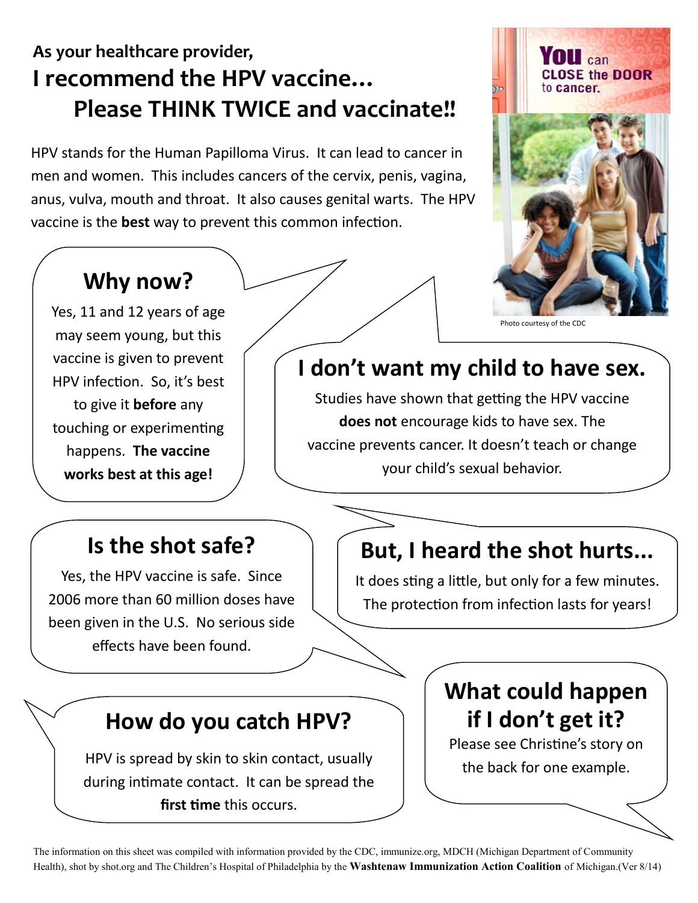As your healthcare provider,

# I recommend the HPV vaccine… Please THINK TWICE and vaccinate!!

HPV stands for the Human Papilloma Virus. It can lead to cancer in men and women. This includes cancers of the cervix, penis, vagina, anus, vulva, mouth and throat. It also causes genital warts. The HPV vaccine is the **best** way to prevent this common infection.

You can CLOSE the DOOR to cancer.

Photo courtesy of the CDC

## Why now?

Yes, 11 and 12 years of age may seem young, but this vaccine is given to prevent HPV infection. So, it's best to give it **before** any touching or experimenting happens. **The vaccine works best at this age!**

## I don't want my child to have sex.

Studies have shown that getting the HPV vaccine **does not** encourage kids to have sex. The vaccine prevents cancer. It doesn't teach or change your child's sexual behavior.

## Is the shot safe?

Yes, the HPV vaccine is safe. Since 2006 more than 60 million doses have been given in the U.S. No serious side effects have been found.

## But, I heard the shot hurts...

It does sting a little, but only for a few minutes. The protection from infection lasts for years!

## How do you catch HPV?

HPV is spread by skin to skin contact, usually during intimate contact. It can be spread the **first time** this occurs.

## What could happen if I don't get it?

Please see Christine's story on the back for one example.

The information on this sheet was compiled with information provided by the CDC, immunize.org, MDCH (Michigan Department of Community Health), shot by shot.org and The Children's Hospital of Philadelphia by the **Washtenaw Immunization Action Coalition** of Michigan.(Ver 8/14)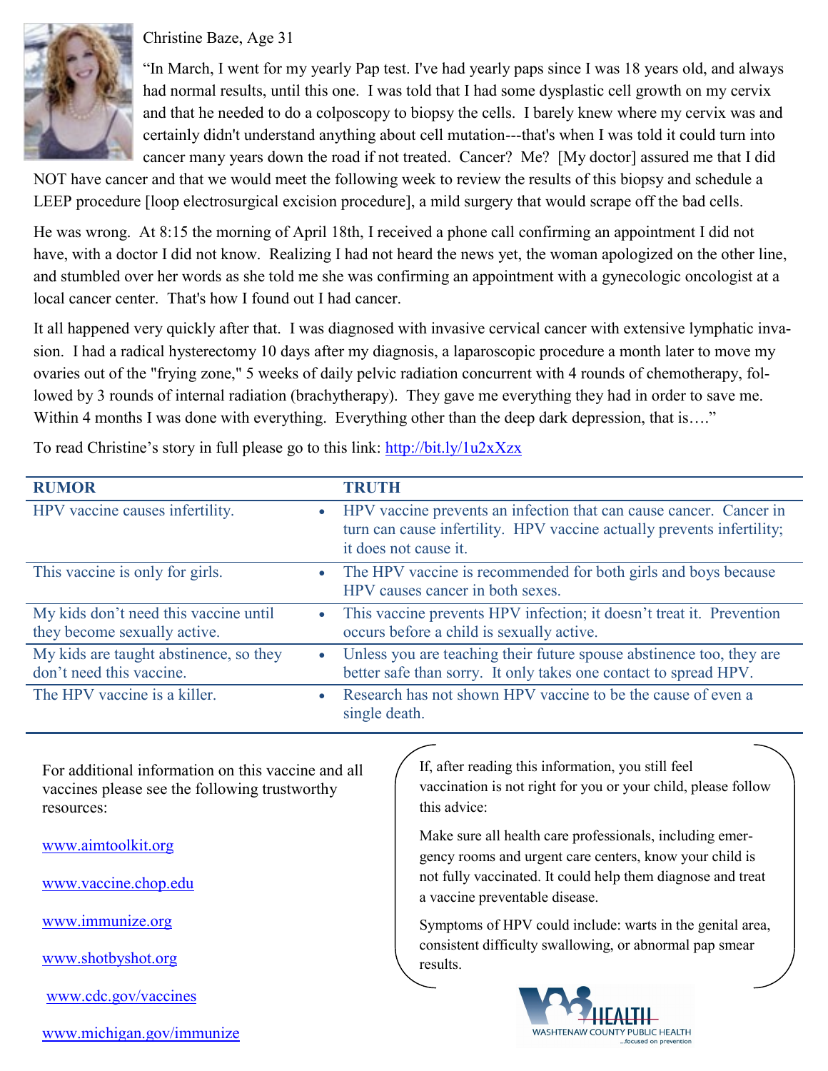Christine Baze, Age 31

"In March, I went for my yearly Pap test. I've had yearly paps since I was 18 years old, and always had normal results, until this one. I was told that I had some dysplastic cell growth on my cervix and that he needed to do a colposcopy to biopsy the cells. I barely knew where my cervix was and certainly didn't understand anything about cell mutation---that's when I was told it could turn into cancer many years down the road if not treated. Cancer? Me? [My doctor] assured me that I did NOT have cancer and that we would meet the following week to review the results of this biopsy and schedule a LEEP procedure [loop electrosurgical excision procedure], a mild surgery that would scrape off the bad cells.

He was wrong. At 8:15 the morning of April 18th, I received a phone call confirming an appointment I did not have, with a doctor I did not know. Realizing I had not heard the news yet, the woman apologized on the other line, and stumbled over her words as she told me she was confirming an appointment with a gynecologic oncologist at a local cancer center. That's how I found out I had cancer.

It all happened very quickly after that. I was diagnosed with invasive cervical cancer with extensive lymphatic invasion. I had a radical hysterectomy 10 days after my diagnosis, a laparoscopic procedure a month later to move my ovaries out of the "frying zone," 5 weeks of daily pelvic radiation concurrent with 4 rounds of chemotherapy, followed by 3 rounds of internal radiation (brachytherapy). They gave me everything they had in order to save me. Within 4 months I was done with everything. Everything other than the deep dark depression, that is…."

To read Christine's story in full please go to this link: http://bit.ly/1u2xXzx

| RUMOR | TRUTH |
|---|---|
| HPV vaccine causes infertility. | • HPV vaccine prevents an infection that can cause cancer. Cancer in turn can cause infertility. HPV vaccine actually prevents infertility; it does not cause it. |
| This vaccine is only for girls. | • The HPV vaccine is recommended for both girls and boys because HPV causes cancer in both sexes. |
| My kids don't need this vaccine until they become sexually active. | • This vaccine prevents HPV infection; it doesn't treat it. Prevention occurs before a child is sexually active. |
| My kids are taught abstinence, so they don't need this vaccine. | • Unless you are teaching their future spouse abstinence too, they are better safe than sorry. It only takes one contact to spread HPV. |
| The HPV vaccine is a killer. | • Research has not shown HPV vaccine to be the cause of even a single death. |

For additional information on this vaccine and all vaccines please see the following trustworthy resources:

www.aimtoolkit.org

www.vaccine.chop.edu

www.immunize.org

www.shotbyshot.org

www.cdc.gov/vaccines

www.michigan.gov/immunize

If, after reading this information, you still feel vaccination is not right for you or your child, please follow this advice:

Make sure all health care professionals, including emergency rooms and urgent care centers, know your child is not fully vaccinated. It could help them diagnose and treat a vaccine preventable disease.

Symptoms of HPV could include: warts in the genital area, consistent difficulty swallowing, or abnormal pap smear results.

HEALTH
WASHTENAW COUNTY PUBLIC HEALTH
...focused on prevention